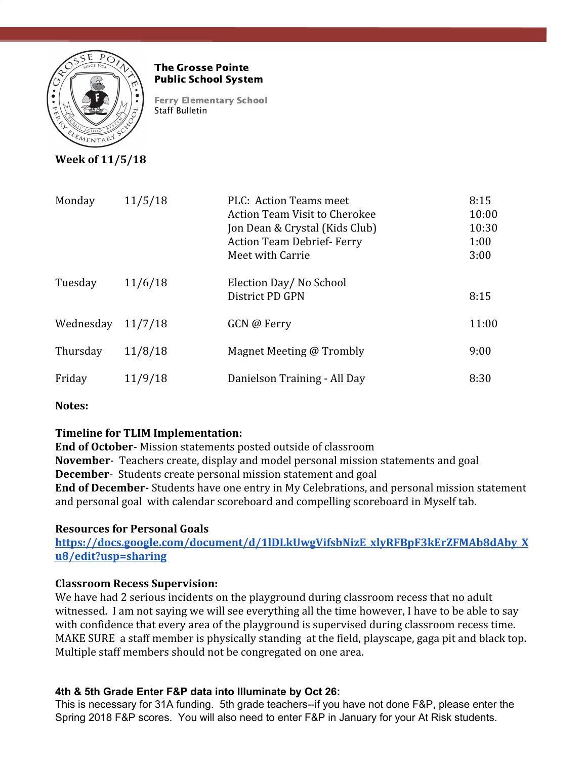**The Grosse Pointe Public School System**

**Ferry Elementary School**
Staff Bulletin

**Week of 11/5/18**

| | | | |
|---|---|---|---|
| Monday | 11/5/18 | PLC: Action Teams meet<br>Action Team Visit to Cherokee<br>Jon Dean & Crystal (Kids Club)<br>Action Team Debrief- Ferry<br>Meet with Carrie | 8:15<br>10:00<br>10:30<br>1:00<br>3:00 |
| Tuesday | 11/6/18 | Election Day/ No School<br>District PD GPN | <br>8:15 |
| Wednesday | 11/7/18 | GCN @ Ferry | 11:00 |
| Thursday | 11/8/18 | Magnet Meeting @ Trombly | 9:00 |
| Friday | 11/9/18 | Danielson Training - All Day | 8:30 |

**Notes:**

**Timeline for TLIM Implementation:**
**End of October**- Mission statements posted outside of classroom
**November**- Teachers create, display and model personal mission statements and goal
**December**- Students create personal mission statement and goal
**End of December-** Students have one entry in My Celebrations, and personal mission statement and personal goal with calendar scoreboard and compelling scoreboard in Myself tab.

**Resources for Personal Goals**
https://docs.google.com/document/d/1lDLkUwgVifsbNizE_xlyRFBpF3kErZFMAb8dAby_Xu8/edit?usp=sharing

**Classroom Recess Supervision:**
We have had 2 serious incidents on the playground during classroom recess that no adult witnessed. I am not saying we will see everything all the time however, I have to be able to say with confidence that every area of the playground is supervised during classroom recess time. MAKE SURE a staff member is physically standing at the field, playscape, gaga pit and black top. Multiple staff members should not be congregated on one area.

**4th & 5th Grade Enter F&P data into Illuminate by Oct 26:**
This is necessary for 31A funding. 5th grade teachers--if you have not done F&P, please enter the Spring 2018 F&P scores. You will also need to enter F&P in January for your At Risk students.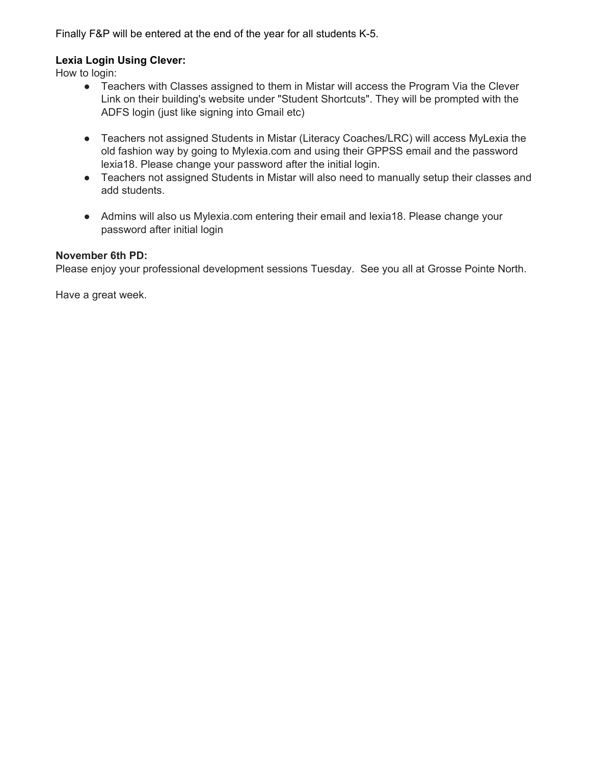Finally F&P will be entered at the end of the year for all students K-5.

**Lexia Login Using Clever:**
How to login:

- Teachers with Classes assigned to them in Mistar will access the Program Via the Clever Link on their building's website under "Student Shortcuts". They will be prompted with the ADFS login (just like signing into Gmail etc)

- Teachers not assigned Students in Mistar (Literacy Coaches/LRC) will access MyLexia the old fashion way by going to Mylexia.com and using their GPPSS email and the password lexia18. Please change your password after the initial login.
- Teachers not assigned Students in Mistar will also need to manually setup their classes and add students.

- Admins will also us Mylexia.com entering their email and lexia18. Please change your password after initial login

**November 6th PD:**
Please enjoy your professional development sessions Tuesday. See you all at Grosse Pointe North.

Have a great week.